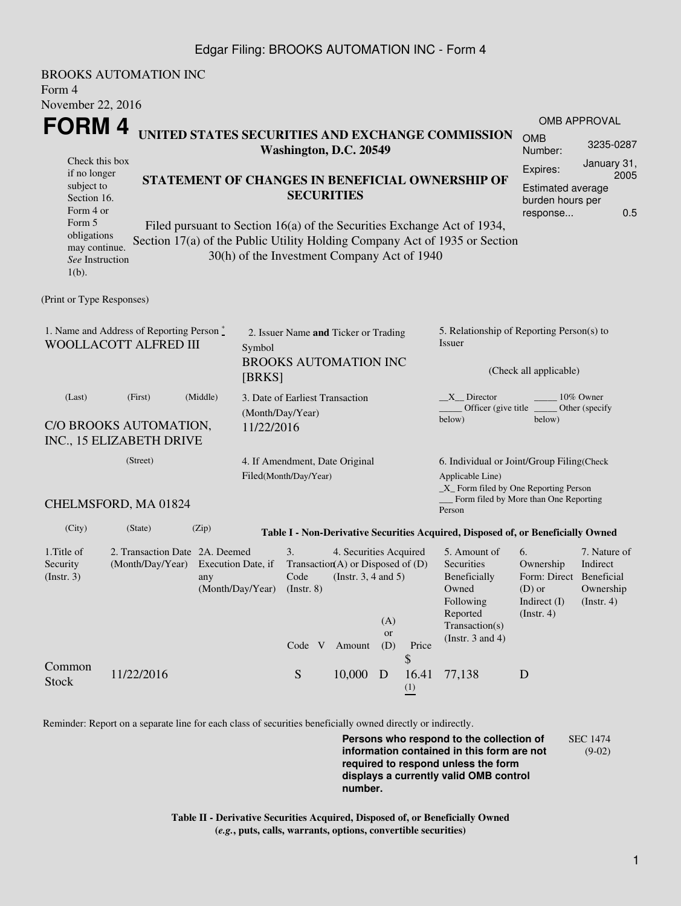BROOKS AUTOMATION INC
Form 4
November 22, 2016

# FORM 4

**UNITED STATES SECURITIES AND EXCHANGE COMMISSION**
**Washington, D.C. 20549**

| OMB APPROVAL | |
|---|---|
| OMB Number: | 3235-0287 |
| Expires: | January 31, 2005 |
| Estimated average burden hours per response... | 0.5 |

Check this box if no longer subject to Section 16. Form 4 or Form 5 obligations may continue. *See* Instruction 1(b).

**STATEMENT OF CHANGES IN BENEFICIAL OWNERSHIP OF SECURITIES**

Filed pursuant to Section 16(a) of the Securities Exchange Act of 1934, Section 17(a) of the Public Utility Holding Company Act of 1935 or Section 30(h) of the Investment Company Act of 1940

(Print or Type Responses)

1. Name and Address of Reporting Person *
WOOLLACOTT ALFRED III

(Last) (First) (Middle)

C/O BROOKS AUTOMATION, INC., 15 ELIZABETH DRIVE

(Street)

CHELMSFORD, MA 01824

(City) (State) (Zip)

2. Issuer Name **and** Ticker or Trading Symbol
BROOKS AUTOMATION INC [BRKS]

3. Date of Earliest Transaction (Month/Day/Year)
11/22/2016

4. If Amendment, Date Original Filed(Month/Day/Year)

5. Relationship of Reporting Person(s) to Issuer

(Check all applicable)

\_\_X\_\_ Director \_\_\_\_\_ 10% Owner
\_\_\_\_\_ Officer (give title below) \_\_\_\_\_ Other (specify below)

6. Individual or Joint/Group Filing(Check Applicable Line)
\_X\_ Form filed by One Reporting Person
\_\_\_ Form filed by More than One Reporting Person

**Table I - Non-Derivative Securities Acquired, Disposed of, or Beneficially Owned**

| 1.Title of Security (Instr. 3) | 2. Transaction Date (Month/Day/Year) | 2A. Deemed Execution Date, if any (Month/Day/Year) | 3. Transaction Code (Instr. 8) | | 4. Securities Acquired (A) or Disposed of (D) (Instr. 3, 4 and 5) | | | 5. Amount of Securities Beneficially Owned Following Reported Transaction(s) (Instr. 3 and 4) | 6. Ownership Form: Direct (D) or Indirect (I) (Instr. 4) | 7. Nature of Indirect Beneficial Ownership (Instr. 4) |
|---|---|---|---|---|---|---|---|---|---|---|
| | | | Code | V | Amount | (A) or (D) | Price | | | |
| Common Stock | 11/22/2016 | | S | | 10,000 | D | $ 16.41 (1) | 77,138 | D | |

Reminder: Report on a separate line for each class of securities beneficially owned directly or indirectly.

**Persons who respond to the collection of information contained in this form are not required to respond unless the form displays a currently valid OMB control number.**

SEC 1474 (9-02)

**Table II - Derivative Securities Acquired, Disposed of, or Beneficially Owned**
**(*e.g.*, puts, calls, warrants, options, convertible securities)**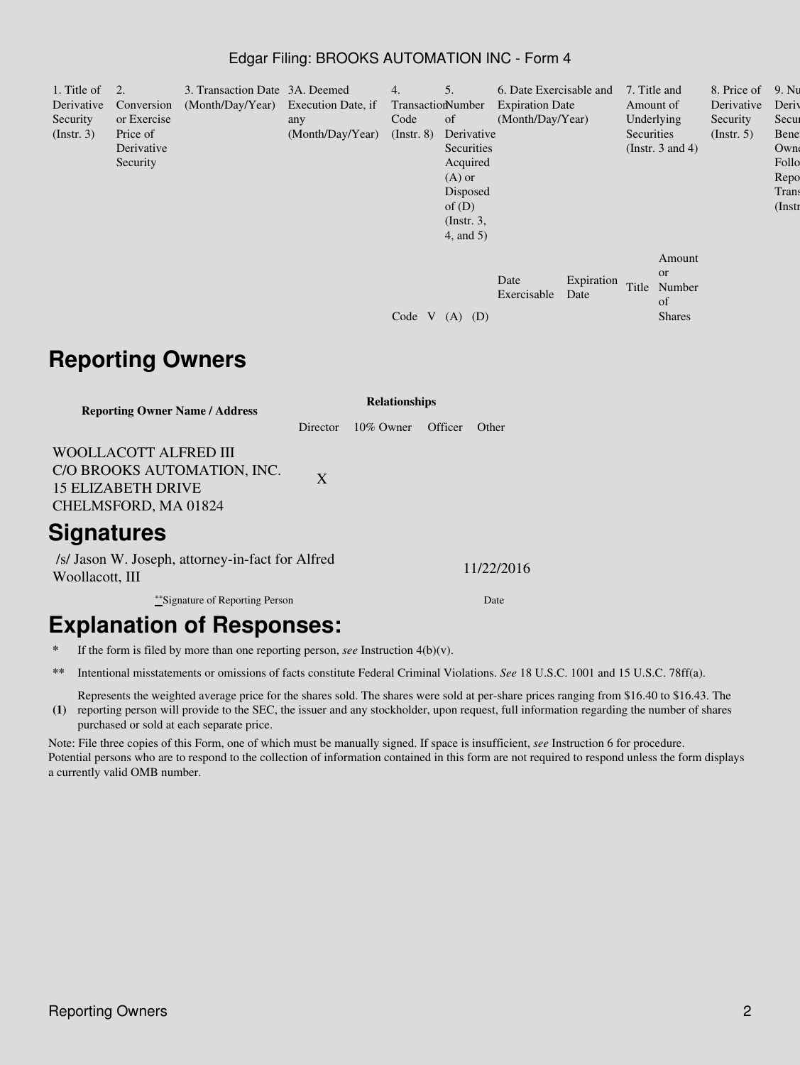| 1. Title of Derivative Security (Instr. 3) | 2. Conversion or Exercise Price of Derivative Security | 3. Transaction Date (Month/Day/Year) | 3A. Deemed Execution Date, if any (Month/Day/Year) | 4. Transaction Code (Instr. 8) | | 5. Number of Derivative Securities Acquired (A) or Disposed of (D) (Instr. 3, 4, and 5) | | 6. Date Exercisable and Expiration Date (Month/Day/Year) | | 7. Title and Amount of Underlying Securities (Instr. 3 and 4) | | 8. Price of Derivative Security (Instr. 5) | 9. Nu Deriv Secur Bene Owne Follo Repo Trans (Instr |
|---|---|---|---|---|---|---|---|---|---|---|---|---|---|
| | | | | Code | V | (A) | (D) | Date Exercisable | Expiration Date | Title | Amount or Number of Shares | | |

## Reporting Owners

| Reporting Owner Name / Address | Relationships | | | |
|---|---|---|---|---|
| | Director | 10% Owner | Officer | Other |
| WOOLLACOTT ALFRED III<br>C/O BROOKS AUTOMATION, INC.<br>15 ELIZABETH DRIVE<br>CHELMSFORD, MA 01824 | X | | | |

## Signatures

| | |
|---|---|
| /s/ Jason W. Joseph, attorney-in-fact for Alfred Woollacott, III | 11/22/2016 |
| **Signature of Reporting Person | Date |

## Explanation of Responses:

\* If the form is filed by more than one reporting person, *see* Instruction 4(b)(v).

\*\* Intentional misstatements or omissions of facts constitute Federal Criminal Violations. *See* 18 U.S.C. 1001 and 15 U.S.C. 78ff(a).

**(1)** Represents the weighted average price for the shares sold. The shares were sold at per-share prices ranging from $16.40 to $16.43. The reporting person will provide to the SEC, the issuer and any stockholder, upon request, full information regarding the number of shares purchased or sold at each separate price.

Note: File three copies of this Form, one of which must be manually signed. If space is insufficient, *see* Instruction 6 for procedure.
Potential persons who are to respond to the collection of information contained in this form are not required to respond unless the form displays a currently valid OMB number.